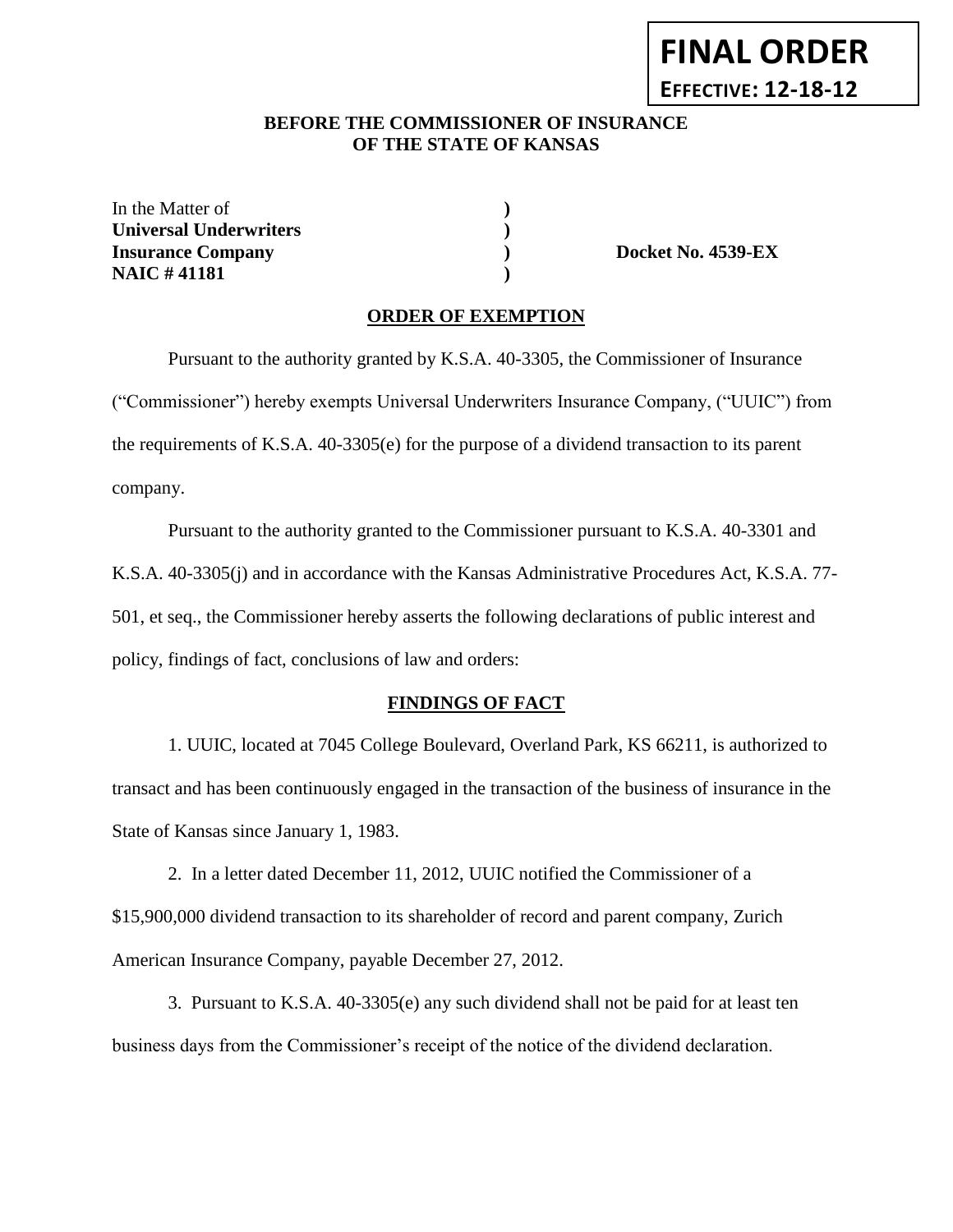**FINAL ORDER**
**EFFECTIVE: 12-18-12**

**BEFORE THE COMMISSIONER OF INSURANCE**
**OF THE STATE OF KANSAS**

| | | |
|---|---|---|
| In the Matter of | **)** | |
| **Universal Underwriters** | **)** | |
| **Insurance Company** | **)** | **Docket No. 4539-EX** |
| **NAIC # 41181** | **)** | |

## ORDER OF EXEMPTION

Pursuant to the authority granted by K.S.A. 40-3305, the Commissioner of Insurance ("Commissioner") hereby exempts Universal Underwriters Insurance Company, ("UUIC") from the requirements of K.S.A. 40-3305(e) for the purpose of a dividend transaction to its parent company.

Pursuant to the authority granted to the Commissioner pursuant to K.S.A. 40-3301 and K.S.A. 40-3305(j) and in accordance with the Kansas Administrative Procedures Act, K.S.A. 77-501, et seq., the Commissioner hereby asserts the following declarations of public interest and policy, findings of fact, conclusions of law and orders:

## FINDINGS OF FACT

1. UUIC, located at 7045 College Boulevard, Overland Park, KS 66211, is authorized to transact and has been continuously engaged in the transaction of the business of insurance in the State of Kansas since January 1, 1983.

2. In a letter dated December 11, 2012, UUIC notified the Commissioner of a $15,900,000 dividend transaction to its shareholder of record and parent company, Zurich American Insurance Company, payable December 27, 2012.

3. Pursuant to K.S.A. 40-3305(e) any such dividend shall not be paid for at least ten business days from the Commissioner's receipt of the notice of the dividend declaration.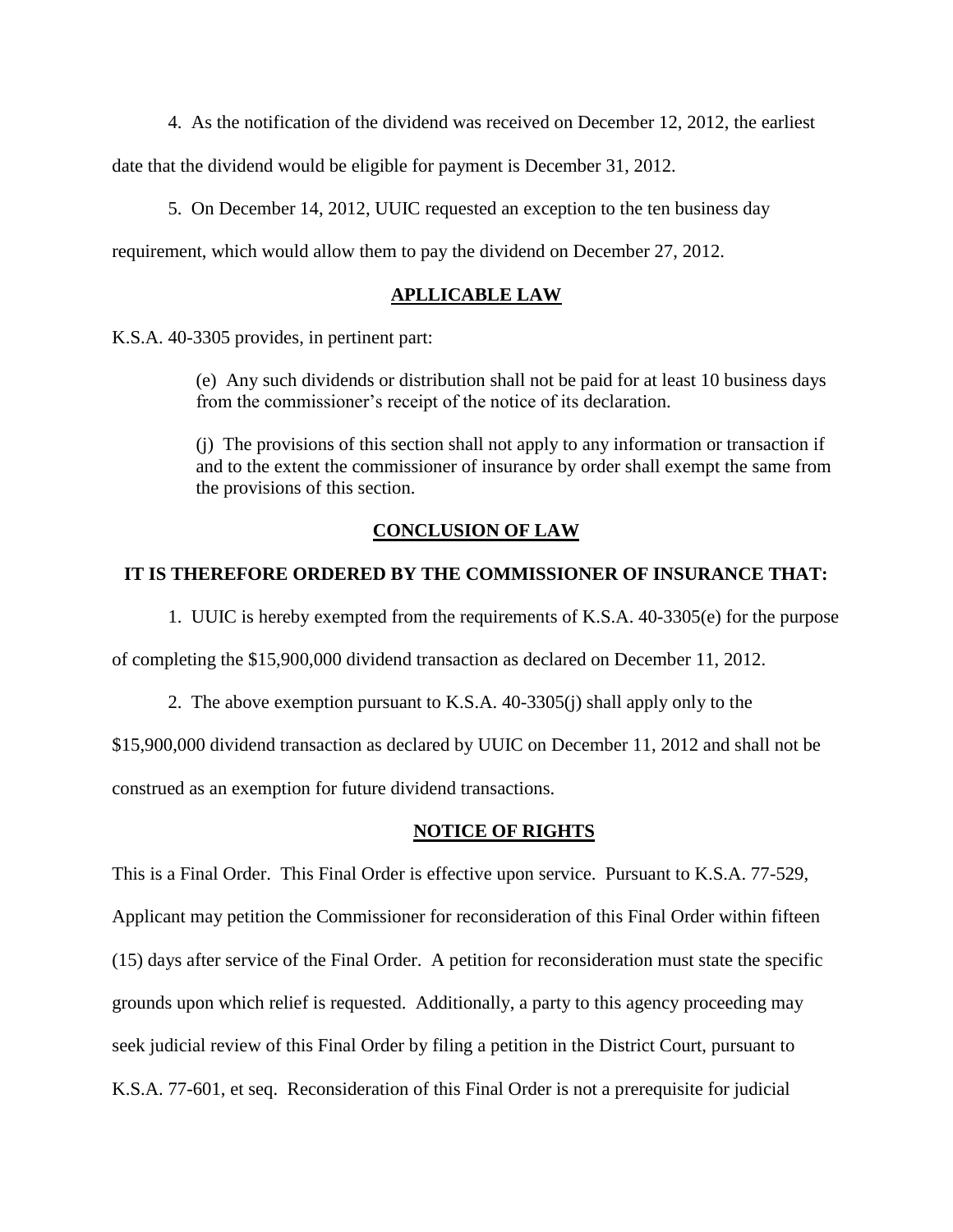4. As the notification of the dividend was received on December 12, 2012, the earliest date that the dividend would be eligible for payment is December 31, 2012.

5. On December 14, 2012, UUIC requested an exception to the ten business day requirement, which would allow them to pay the dividend on December 27, 2012.

## APLLICABLE LAW

K.S.A. 40-3305 provides, in pertinent part:

> (e) Any such dividends or distribution shall not be paid for at least 10 business days from the commissioner's receipt of the notice of its declaration.
>
> (j) The provisions of this section shall not apply to any information or transaction if and to the extent the commissioner of insurance by order shall exempt the same from the provisions of this section.

## CONCLUSION OF LAW

**IT IS THEREFORE ORDERED BY THE COMMISSIONER OF INSURANCE THAT:**

1. UUIC is hereby exempted from the requirements of K.S.A. 40-3305(e) for the purpose of completing the $15,900,000 dividend transaction as declared on December 11, 2012.

2. The above exemption pursuant to K.S.A. 40-3305(j) shall apply only to the $15,900,000 dividend transaction as declared by UUIC on December 11, 2012 and shall not be construed as an exemption for future dividend transactions.

## NOTICE OF RIGHTS

This is a Final Order. This Final Order is effective upon service. Pursuant to K.S.A. 77-529, Applicant may petition the Commissioner for reconsideration of this Final Order within fifteen (15) days after service of the Final Order. A petition for reconsideration must state the specific grounds upon which relief is requested. Additionally, a party to this agency proceeding may seek judicial review of this Final Order by filing a petition in the District Court, pursuant to K.S.A. 77-601, et seq. Reconsideration of this Final Order is not a prerequisite for judicial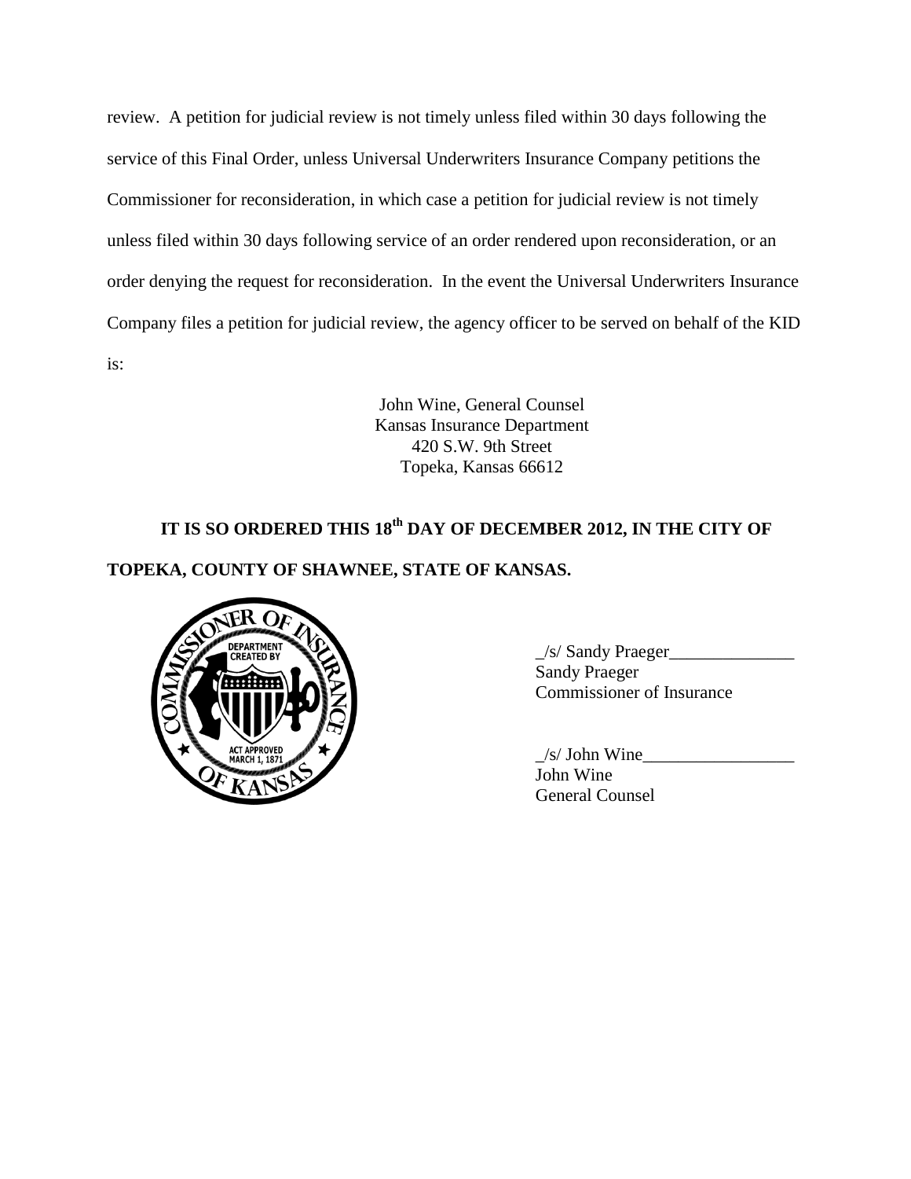review. A petition for judicial review is not timely unless filed within 30 days following the service of this Final Order, unless Universal Underwriters Insurance Company petitions the Commissioner for reconsideration, in which case a petition for judicial review is not timely unless filed within 30 days following service of an order rendered upon reconsideration, or an order denying the request for reconsideration. In the event the Universal Underwriters Insurance Company files a petition for judicial review, the agency officer to be served on behalf of the KID is:

John Wine, General Counsel
Kansas Insurance Department
420 S.W. 9th Street
Topeka, Kansas 66612

**IT IS SO ORDERED THIS 18th DAY OF DECEMBER 2012, IN THE CITY OF TOPEKA, COUNTY OF SHAWNEE, STATE OF KANSAS.**

_/s/ Sandy Praeger______________
Sandy Praeger
Commissioner of Insurance

_/s/ John Wine_________________
John Wine
General Counsel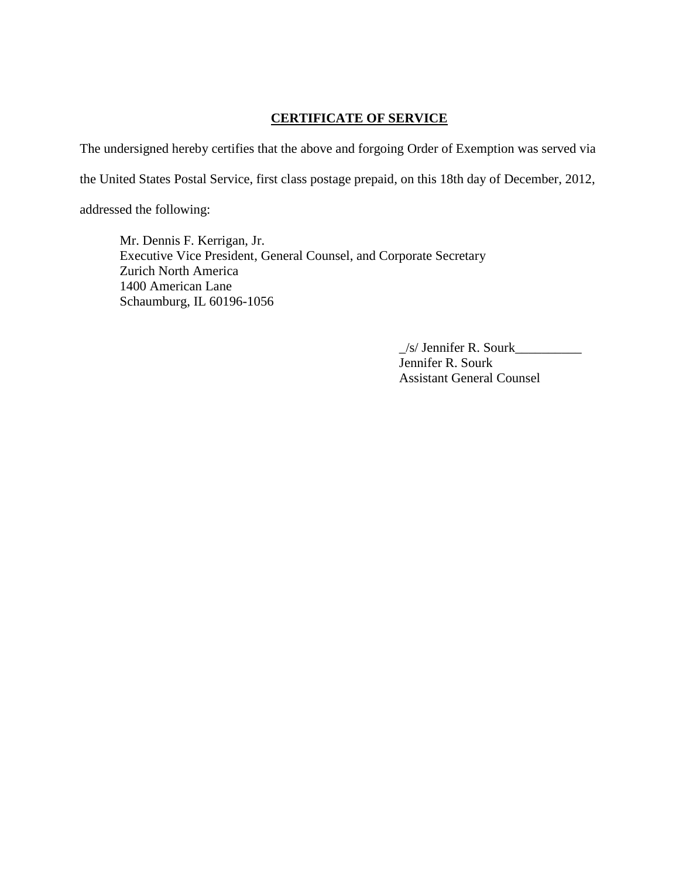## CERTIFICATE OF SERVICE

The undersigned hereby certifies that the above and forgoing Order of Exemption was served via the United States Postal Service, first class postage prepaid, on this 18th day of December, 2012, addressed the following:

Mr. Dennis F. Kerrigan, Jr.
Executive Vice President, General Counsel, and Corporate Secretary
Zurich North America
1400 American Lane
Schaumburg, IL 60196-1056

_/s/ Jennifer R. Sourk__________
Jennifer R. Sourk
Assistant General Counsel